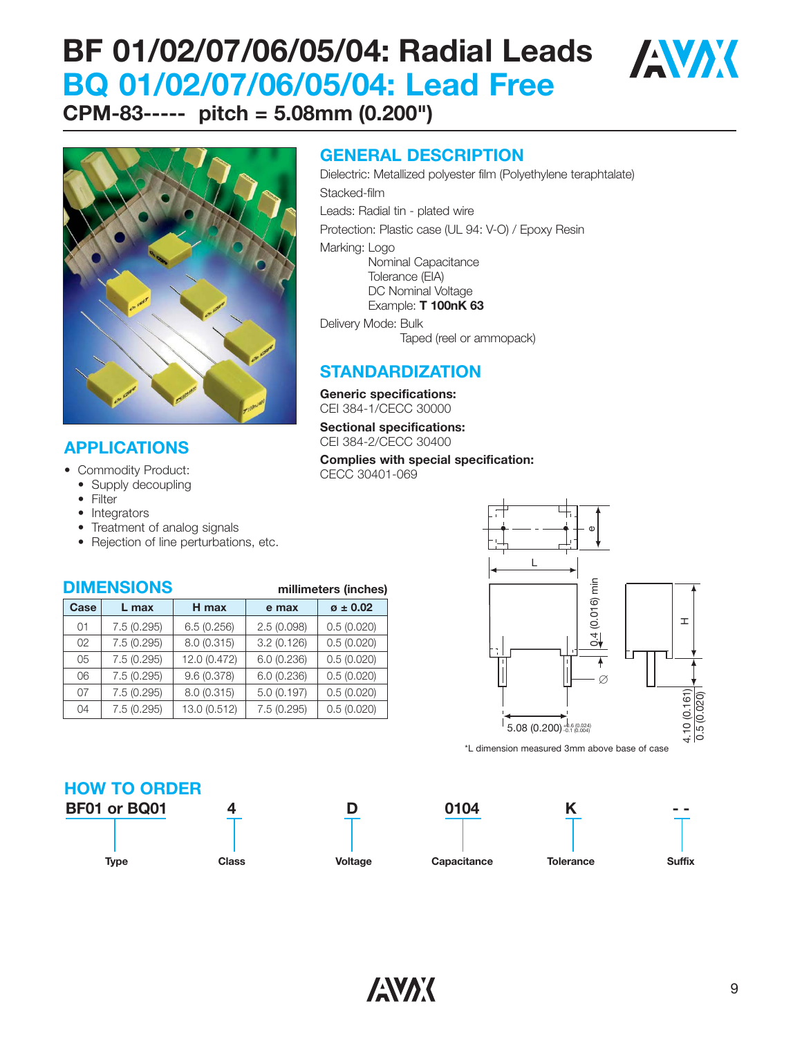# BF 01/02/07/06/05/04: Radial Leads

# BQ 01/02/07/06/05/04: Lead Free

## CPM-83----- pitch = 5.08mm (0.200")

## GENERAL DESCRIPTION

Dielectric: Metallized polyester film (Polyethylene teraphtalate)

Stacked-film

Leads: Radial tin - plated wire

Protection: Plastic case (UL 94: V-O) / Epoxy Resin

Marking: Logo
Nominal Capacitance
Tolerance (EIA)
DC Nominal Voltage
Example: **T 100nK 63**

Delivery Mode: Bulk
Taped (reel or ammopack)

## APPLICATIONS

- Commodity Product:
  - Supply decoupling
  - Filter
  - Integrators
  - Treatment of analog signals
  - Rejection of line perturbations, etc.

## STANDARDIZATION

**Generic specifications:**
CEI 384-1/CECC 30000

**Sectional specifications:**
CEI 384-2/CECC 30400

**Complies with special specification:**
CECC 30401-069

## DIMENSIONS

millimeters (inches)

| Case | L max | H max | e max | ø ± 0.02 |
|---|---|---|---|---|
| 01 | 7.5 (0.295) | 6.5 (0.256) | 2.5 (0.098) | 0.5 (0.020) |
| 02 | 7.5 (0.295) | 8.0 (0.315) | 3.2 (0.126) | 0.5 (0.020) |
| 05 | 7.5 (0.295) | 12.0 (0.472) | 6.0 (0.236) | 0.5 (0.020) |
| 06 | 7.5 (0.295) | 9.6 (0.378) | 6.0 (0.236) | 0.5 (0.020) |
| 07 | 7.5 (0.295) | 8.0 (0.315) | 5.0 (0.197) | 0.5 (0.020) |
| 04 | 7.5 (0.295) | 13.0 (0.512) | 7.5 (0.295) | 0.5 (0.020) |

e

L

0.4 (0.016) min

H

Ø

5.08 (0.200) $^{+0.6\,(0.024)}_{-0.1\,(0.004)}$

4.10 (0.161)

0.5 (0.020)

*L dimension measured 3mm above base of case

## HOW TO ORDER

| BF01 or BQ01 | 4 | D | 0104 | K | - - |
|---|---|---|---|---|---|
| Type | Class | Voltage | Capacitance | Tolerance | Suffix |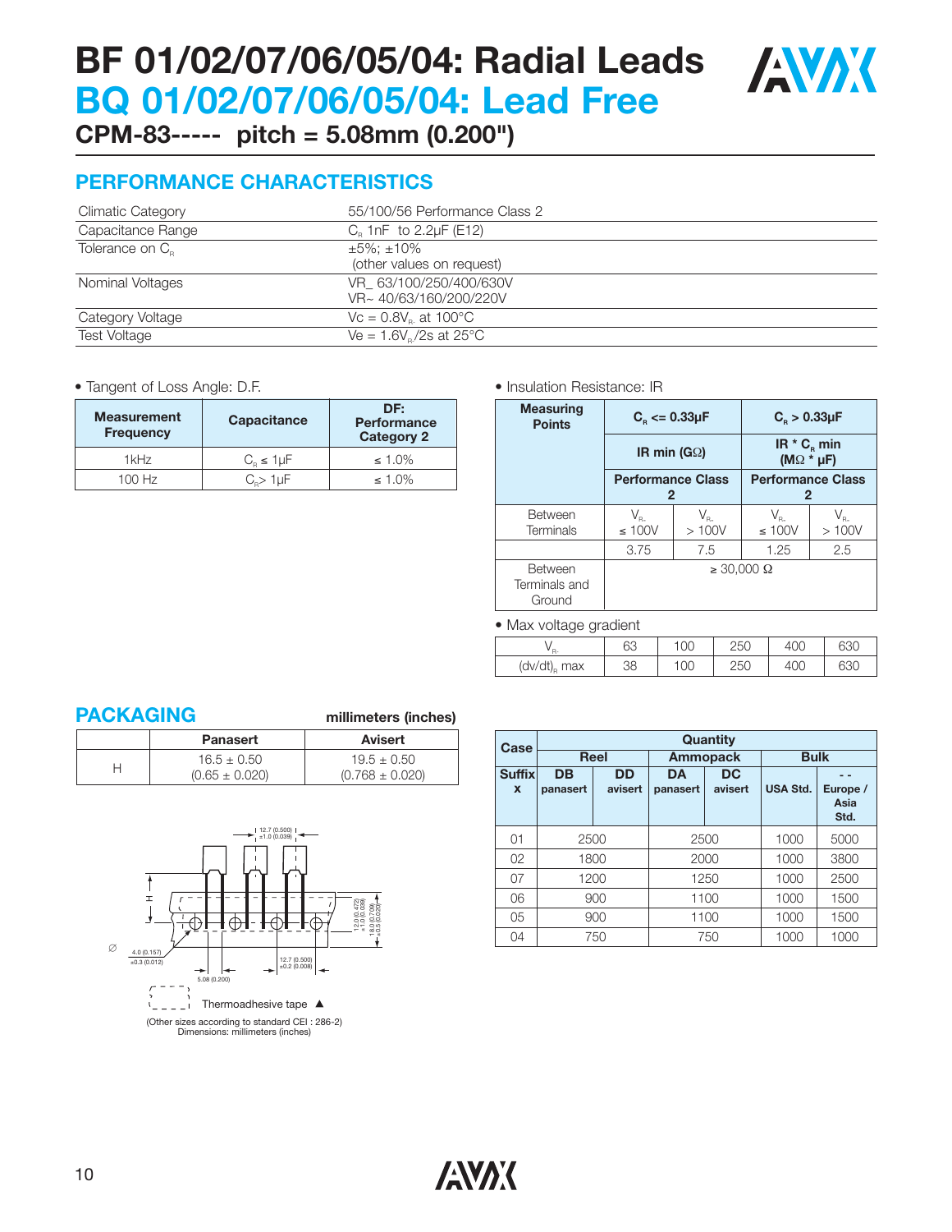# BF 01/02/07/06/05/04: Radial Leads

# BQ 01/02/07/06/05/04: Lead Free

## CPM-83----- pitch = 5.08mm (0.200")

## PERFORMANCE CHARACTERISTICS

| | |
|---|---|
| Climatic Category | 55/100/56 Performance Class 2 |
| Capacitance Range | $C_R$ 1nF to 2.2µF (E12) |
| Tolerance on $C_R$ | ±5%; ±10% (other values on request) |
| Nominal Voltages | VR_ 63/100/250/400/630V<br>VR~ 40/63/160/200/220V |
| Category Voltage | Vc = 0.8$V_R$ at 100°C |
| Test Voltage | Ve = 1.6$V_R$/2s at 25°C |

• Tangent of Loss Angle: D.F.

| Measurement Frequency | Capacitance | DF: Performance Category 2 |
|---|---|---|
| 1kHz | $C_R \leq 1µF$ | ≤ 1.0% |
| 100 Hz | $C_R > 1µF$ | ≤ 1.0% |

• Insulation Resistance: IR

| Measuring Points | $C_R$ <= 0.33µF | | $C_R$ > 0.33µF | |
|---|---|---|---|---|
| | IR min (GΩ) | | IR * $C_R$ min (MΩ * µF) | |
| | Performance Class 2 | | Performance Class 2 | |
| Between Terminals | $V_R$ ≤ 100V | $V_R$ > 100V | $V_R$ ≤ 100V | $V_R$ > 100V |
| | 3.75 | 7.5 | 1.25 | 2.5 |
| Between Terminals and Ground | ≥ 30,000 Ω | | | |

• Max voltage gradient

| $V_R$ | 63 | 100 | 250 | 400 | 630 |
|---|---|---|---|---|---|
| $(dv/dt)_R$ max | 38 | 100 | 250 | 400 | 630 |

## PACKAGING

millimeters (inches)

| | Panasert | Avisert |
|---|---|---|
| H | 16.5 ± 0.50 (0.65 ± 0.020) | 19.5 ± 0.50 (0.768 ± 0.020) |

12.7 (0.500) ±1.0 (0.039)
12.0 (0.472) ±1.0 (0.039)
18.0 (0.709) ±0.5 (0.020)
H
Ø
4.0 (0.157) ±0.3 (0.012)
5.08 (0.200)
12.7 (0.500) ±0.2 (0.008)

Thermoadhesive tape ▲

(Other sizes according to standard CEI : 286-2)
Dimensions: millimeters (inches)

| Case | Quantity | | | | | |
|---|---|---|---|---|---|---|
| | Reel | | Ammopack | | Bulk | |
| Suffix x | DB panasert | DD avisert | DA panasert | DC avisert | USA Std. | - - Europe / Asia Std. |
| 01 | 2500 | | 2500 | | 1000 | 5000 |
| 02 | 1800 | | 2000 | | 1000 | 3800 |
| 07 | 1200 | | 1250 | | 1000 | 2500 |
| 06 | 900 | | 1100 | | 1000 | 1500 |
| 05 | 900 | | 1100 | | 1000 | 1500 |
| 04 | 750 | | 750 | | 1000 | 1000 |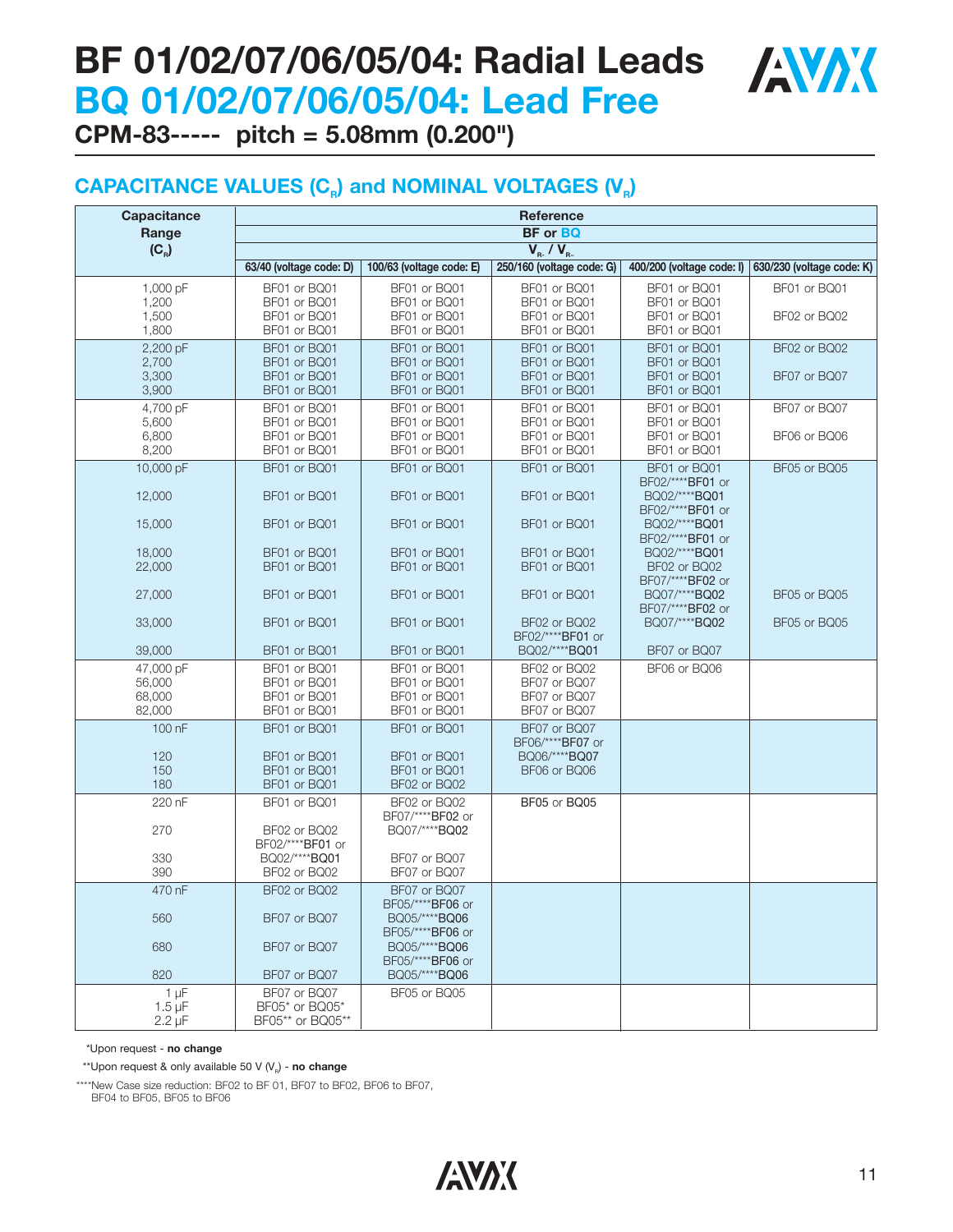# BF 01/02/07/06/05/04: Radial Leads

# BQ 01/02/07/06/05/04: Lead Free

## CPM-83----- pitch = 5.08mm (0.200")

## CAPACITANCE VALUES ($C_R$) and NOMINAL VOLTAGES ($V_R$)

| Capacitance Range ($C_R$) | Reference BF or BQ $V_{R-}$ / $V_{R\sim}$ | | | | |
|---|---|---|---|---|---|
| | 63/40 (voltage code: D) | 100/63 (voltage code: E) | 250/160 (voltage code: G) | 400/200 (voltage code: I) | 630/230 (voltage code: K) |
| 1,000 pF | BF01 or BQ01 | BF01 or BQ01 | BF01 or BQ01 | BF01 or BQ01 | BF01 or BQ01 |
| 1,200 | BF01 or BQ01 | BF01 or BQ01 | BF01 or BQ01 | BF01 or BQ01 | |
| 1,500 | BF01 or BQ01 | BF01 or BQ01 | BF01 or BQ01 | BF01 or BQ01 | BF02 or BQ02 |
| 1,800 | BF01 or BQ01 | BF01 or BQ01 | BF01 or BQ01 | BF01 or BQ01 | |
| 2,200 pF | BF01 or BQ01 | BF01 or BQ01 | BF01 or BQ01 | BF01 or BQ01 | BF02 or BQ02 |
| 2,700 | BF01 or BQ01 | BF01 or BQ01 | BF01 or BQ01 | BF01 or BQ01 | |
| 3,300 | BF01 or BQ01 | BF01 or BQ01 | BF01 or BQ01 | BF01 or BQ01 | BF07 or BQ07 |
| 3,900 | BF01 or BQ01 | BF01 or BQ01 | BF01 or BQ01 | BF01 or BQ01 | |
| 4,700 pF | BF01 or BQ01 | BF01 or BQ01 | BF01 or BQ01 | BF01 or BQ01 | BF07 or BQ07 |
| 5,600 | BF01 or BQ01 | BF01 or BQ01 | BF01 or BQ01 | BF01 or BQ01 | |
| 6,800 | BF01 or BQ01 | BF01 or BQ01 | BF01 or BQ01 | BF01 or BQ01 | BF06 or BQ06 |
| 8,200 | BF01 or BQ01 | BF01 or BQ01 | BF01 or BQ01 | BF01 or BQ01 | |
| 10,000 pF | BF01 or BQ01 | BF01 or BQ01 | BF01 or BQ01 | BF01 or BQ01 | BF05 or BQ05 |
| 12,000 | BF01 or BQ01 | BF01 or BQ01 | BF01 or BQ01 | BF02/****BF01 or BQ02/****BQ01 | |
| 15,000 | BF01 or BQ01 | BF01 or BQ01 | BF01 or BQ01 | BF02/****BF01 or BQ02/****BQ01 | |
| 18,000 | BF01 or BQ01 | BF01 or BQ01 | BF01 or BQ01 | BF02/****BF01 or BQ02/****BQ01 | |
| 22,000 | BF01 or BQ01 | BF01 or BQ01 | BF01 or BQ01 | BF02 or BQ02 | |
| 27,000 | BF01 or BQ01 | BF01 or BQ01 | BF01 or BQ01 | BF07/****BF02 or BQ07/****BQ02 | BF05 or BQ05 |
| 33,000 | BF01 or BQ01 | BF01 or BQ01 | BF02 or BQ02 | BF07/****BF02 or BQ07/****BQ02 | BF05 or BQ05 |
| 39,000 | BF01 or BQ01 | BF01 or BQ01 | BF02/****BF01 or BQ02/****BQ01 | BF07 or BQ07 | |
| 47,000 pF | BF01 or BQ01 | BF01 or BQ01 | BF02 or BQ02 | BF06 or BQ06 | |
| 56,000 | BF01 or BQ01 | BF01 or BQ01 | BF07 or BQ07 | | |
| 68,000 | BF01 or BQ01 | BF01 or BQ01 | BF07 or BQ07 | | |
| 82,000 | BF01 or BQ01 | BF01 or BQ01 | BF07 or BQ07 | | |
| 100 nF | BF01 or BQ01 | BF01 or BQ01 | BF07 or BQ07 | | |
| 120 | BF01 or BQ01 | BF01 or BQ01 | BF06/****BF07 or BQ06/****BQ07 | | |
| 150 | BF01 or BQ01 | BF01 or BQ01 | BF06 or BQ06 | | |
| 180 | BF01 or BQ01 | BF02 or BQ02 | | | |
| 220 nF | BF01 or BQ01 | BF02 or BQ02 | BF05 or BQ05 | | |
| 270 | BF02 or BQ02 | BF07/****BF02 or BQ07/****BQ02 | | | |
| 330 | BF02/****BF01 or BQ02/****BQ01 | BF07 or BQ07 | | | |
| 390 | BF02 or BQ02 | BF07 or BQ07 | | | |
| 470 nF | BF02 or BQ02 | BF07 or BQ07 | | | |
| 560 | BF07 or BQ07 | BF05/****BF06 or BQ05/****BQ06 | | | |
| 680 | BF07 or BQ07 | BF05/****BF06 or BQ05/****BQ06 | | | |
| 820 | BF07 or BQ07 | BF05/****BF06 or BQ05/****BQ06 | | | |
| 1 µF | BF07 or BQ07 | BF05 or BQ05 | | | |
| 1.5 µF | BF05* or BQ05* | | | | |
| 2.2 µF | BF05** or BQ05** | | | | |

*Upon request - **no change**

**Upon request & only available 50 V ($V_R$) - **no change**

****New Case size reduction: BF02 to BF 01, BF07 to BF02, BF06 to BF07, BF04 to BF05, BF05 to BF06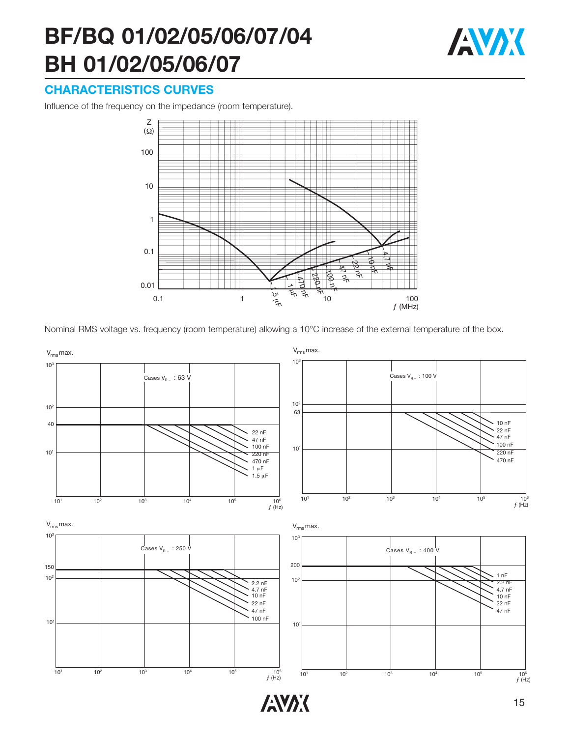# BF/BQ 01/02/05/06/07/04
# BH 01/02/05/06/07

## CHARACTERISTICS CURVES

Influence of the frequency on the impedance (room temperature).

Z
(Ω)
100
10
1
0.1
0.01
0.1
1
10
100
$f$ (MHz)
1.5 µF
1 µF
470 nF
220 nF
100 nF
47 nF
22 nF
10 nF
4.7 nF

Nominal RMS voltage vs. frequency (room temperature) allowing a 10°C increase of the external temperature of the box.

$V_{rms}$ max.
$10^3$
$10^2$
40
$10^1$
Cases $V_{R=}$ : 63 V
22 nF
47 nF
100 nF
220 nF
470 nF
1 µF
1.5 µF
$10^1$ $10^2$ $10^3$ $10^4$ $10^5$ $10^6$
$f$ (Hz)

$V_{rms}$ max.
$10^3$
$10^2$
63
$10^1$
Cases $V_{R=}$ : 100 V
10 nF
22 nF
47 nF
100 nF
220 nF
470 nF
$10^1$ $10^2$ $10^3$ $10^4$ $10^5$ $10^6$
$f$ (Hz)

$V_{rms}$ max.
$10^3$
150
$10^2$
$10^1$
Cases $V_{R=}$ : 250 V
2.2 nF
4.7 nF
10 nF
22 nF
47 nF
100 nF
$10^1$ $10^2$ $10^3$ $10^4$ $10^5$ $10^6$
$f$ (Hz)

$V_{rms}$ max.
$10^3$
200
$10^2$
$10^1$
Cases $V_{R=}$ : 400 V
1 nF
2.2 nF
4.7 nF
10 nF
22 nF
47 nF
$10^1$ $10^2$ $10^3$ $10^4$ $10^5$ $10^6$
$f$ (Hz)